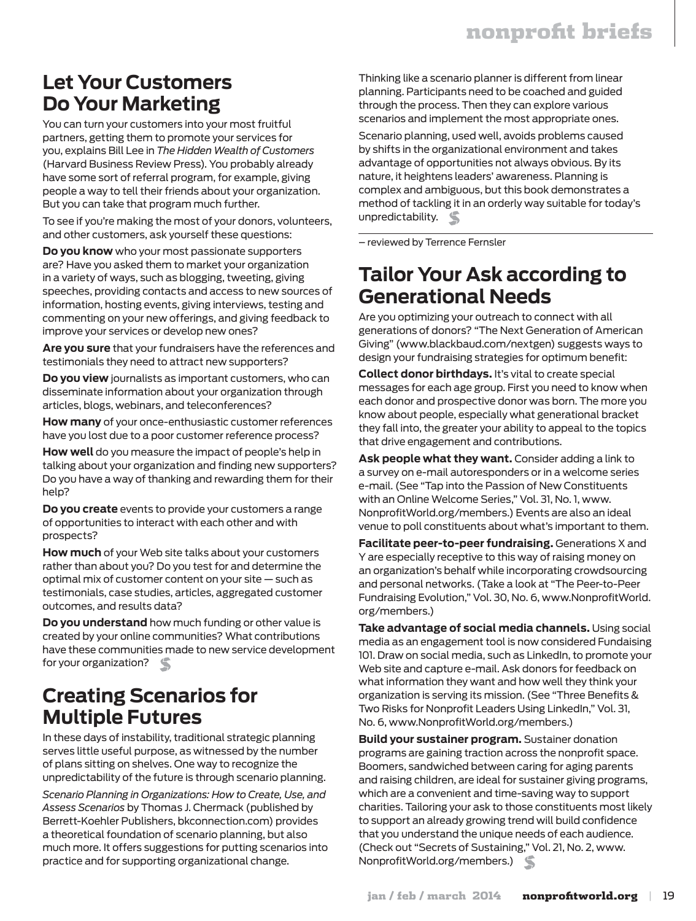## Let Your Customers Do Your Marketing

You can turn your customers into your most fruitful partners, getting them to promote your services for you, explains Bill Lee in *The Hidden Wealth of Customers* (Harvard Business Review Press). You probably already have some sort of referral program, for example, giving people a way to tell their friends about your organization. But you can take that program much further.

To see if you're making the most of your donors, volunteers, and other customers, ask yourself these questions:

**Do you know** who your most passionate supporters are? Have you asked them to market your organization in a variety of ways, such as blogging, tweeting, giving speeches, providing contacts and access to new sources of information, hosting events, giving interviews, testing and commenting on your new offerings, and giving feedback to improve your services or develop new ones?

**Are you sure** that your fundraisers have the references and testimonials they need to attract new supporters?

**Do you view** journalists as important customers, who can disseminate information about your organization through articles, blogs, webinars, and teleconferences?

**How many** of your once-enthusiastic customer references have you lost due to a poor customer reference process?

**How well** do you measure the impact of people's help in talking about your organization and finding new supporters? Do you have a way of thanking and rewarding them for their help?

**Do you create** events to provide your customers a range of opportunities to interact with each other and with prospects?

**How much** of your Web site talks about your customers rather than about you? Do you test for and determine the optimal mix of customer content on your site — such as testimonials, case studies, articles, aggregated customer outcomes, and results data?

**Do you understand** how much funding or other value is created by your online communities? What contributions have these communities made to new service development for your organization?

## Creating Scenarios for Multiple Futures

In these days of instability, traditional strategic planning serves little useful purpose, as witnessed by the number of plans sitting on shelves. One way to recognize the unpredictability of the future is through scenario planning.

*Scenario Planning in Organizations: How to Create, Use, and Assess Scenarios* by Thomas J. Chermack (published by Berrett-Koehler Publishers, bkconnection.com) provides a theoretical foundation of scenario planning, but also much more. It offers suggestions for putting scenarios into practice and for supporting organizational change.

Thinking like a scenario planner is different from linear planning. Participants need to be coached and guided through the process. Then they can explore various scenarios and implement the most appropriate ones.

Scenario planning, used well, avoids problems caused by shifts in the organizational environment and takes advantage of opportunities not always obvious. By its nature, it heightens leaders' awareness. Planning is complex and ambiguous, but this book demonstrates a method of tackling it in an orderly way suitable for today's unpredictability.

— reviewed by Terrence Fernsler

## Tailor Your Ask according to Generational Needs

Are you optimizing your outreach to connect with all generations of donors? "The Next Generation of American Giving" (www.blackbaud.com/nextgen) suggests ways to design your fundraising strategies for optimum benefit:

**Collect donor birthdays.** It's vital to create special messages for each age group. First you need to know when each donor and prospective donor was born. The more you know about people, especially what generational bracket they fall into, the greater your ability to appeal to the topics that drive engagement and contributions.

**Ask people what they want.** Consider adding a link to a survey on e-mail autoresponders or in a welcome series e-mail. (See "Tap into the Passion of New Constituents with an Online Welcome Series," Vol. 31, No. 1, www.NonprofitWorld.org/members.) Events are also an ideal venue to poll constituents about what's important to them.

**Facilitate peer-to-peer fundraising.** Generations X and Y are especially receptive to this way of raising money on an organization's behalf while incorporating crowdsourcing and personal networks. (Take a look at "The Peer-to-Peer Fundraising Evolution," Vol. 30, No. 6, www.NonprofitWorld.org/members.)

**Take advantage of social media channels.** Using social media as an engagement tool is now considered Fundaising 101. Draw on social media, such as LinkedIn, to promote your Web site and capture e-mail. Ask donors for feedback on what information they want and how well they think your organization is serving its mission. (See "Three Benefits & Two Risks for Nonprofit Leaders Using LinkedIn," Vol. 31, No. 6, www.NonprofitWorld.org/members.)

**Build your sustainer program.** Sustainer donation programs are gaining traction across the nonprofit space. Boomers, sandwiched between caring for aging parents and raising children, are ideal for sustainer giving programs, which are a convenient and time-saving way to support charities. Tailoring your ask to those constituents most likely to support an already growing trend will build confidence that you understand the unique needs of each audience. (Check out "Secrets of Sustaining," Vol. 21, No. 2, www.NonprofitWorld.org/members.)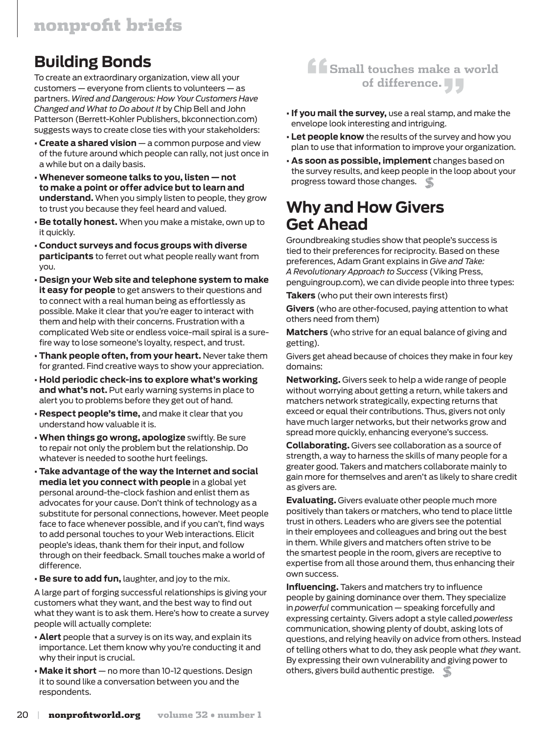## Building Bonds

To create an extraordinary organization, view all your customers — everyone from clients to volunteers — as partners. *Wired and Dangerous: How Your Customers Have Changed and What to Do about It* by Chip Bell and John Patterson (Berrett-Kohler Publishers, bkconnection.com) suggests ways to create close ties with your stakeholders:

- **Create a shared vision** — a common purpose and view of the future around which people can rally, not just once in a while but on a daily basis.
- **Whenever someone talks to you, listen — not to make a point or offer advice but to learn and understand.** When you simply listen to people, they grow to trust you because they feel heard and valued.
- **Be totally honest.** When you make a mistake, own up to it quickly.
- **Conduct surveys and focus groups with diverse participants** to ferret out what people really want from you.
- **Design your Web site and telephone system to make it easy for people** to get answers to their questions and to connect with a real human being as effortlessly as possible. Make it clear that you're eager to interact with them and help with their concerns. Frustration with a complicated Web site or endless voice-mail spiral is a sure-fire way to lose someone's loyalty, respect, and trust.
- **Thank people often, from your heart.** Never take them for granted. Find creative ways to show your appreciation.
- **Hold periodic check-ins to explore what's working and what's not.** Put early warning systems in place to alert you to problems before they get out of hand.
- **Respect people's time,** and make it clear that you understand how valuable it is.
- **When things go wrong, apologize** swiftly. Be sure to repair not only the problem but the relationship. Do whatever is needed to soothe hurt feelings.
- **Take advantage of the way the Internet and social media let you connect with people** in a global yet personal around-the-clock fashion and enlist them as advocates for your cause. Don't think of technology as a substitute for personal connections, however. Meet people face to face whenever possible, and if you can't, find ways to add personal touches to your Web interactions. Elicit people's ideas, thank them for their input, and follow through on their feedback. Small touches make a world of difference.
- **Be sure to add fun,** laughter, and joy to the mix.

A large part of forging successful relationships is giving your customers what they want, and the best way to find out what they want is to ask them. Here's how to create a survey people will actually complete:

- **Alert** people that a survey is on its way, and explain its importance. Let them know why you're conducting it and why their input is crucial.
- **Make it short** — no more than 10-12 questions. Design it to sound like a conversation between you and the respondents.

> "Small touches make a world of difference."

- **If you mail the survey,** use a real stamp, and make the envelope look interesting and intriguing.
- **Let people know** the results of the survey and how you plan to use that information to improve your organization.
- **As soon as possible, implement** changes based on the survey results, and keep people in the loop about your progress toward those changes.

## Why and How Givers Get Ahead

Groundbreaking studies show that people's success is tied to their preferences for reciprocity. Based on these preferences, Adam Grant explains in *Give and Take: A Revolutionary Approach to Success* (Viking Press, penguingroup.com), we can divide people into three types:

**Takers** (who put their own interests first)

**Givers** (who are other-focused, paying attention to what others need from them)

**Matchers** (who strive for an equal balance of giving and getting).

Givers get ahead because of choices they make in four key domains:

**Networking.** Givers seek to help a wide range of people without worrying about getting a return, while takers and matchers network strategically, expecting returns that exceed or equal their contributions. Thus, givers not only have much larger networks, but their networks grow and spread more quickly, enhancing everyone's success.

**Collaborating.** Givers see collaboration as a source of strength, a way to harness the skills of many people for a greater good. Takers and matchers collaborate mainly to gain more for themselves and aren't as likely to share credit as givers are.

**Evaluating.** Givers evaluate other people much more positively than takers or matchers, who tend to place little trust in others. Leaders who are givers see the potential in their employees and colleagues and bring out the best in them. While givers and matchers often strive to be the smartest people in the room, givers are receptive to expertise from all those around them, thus enhancing their own success.

**Influencing.** Takers and matchers try to influence people by gaining dominance over them. They specialize in *powerful* communication — speaking forcefully and expressing certainty. Givers adopt a style called *powerless* communication, showing plenty of doubt, asking lots of questions, and relying heavily on advice from others. Instead of telling others what to do, they ask people what *they* want. By expressing their own vulnerability and giving power to others, givers build authentic prestige.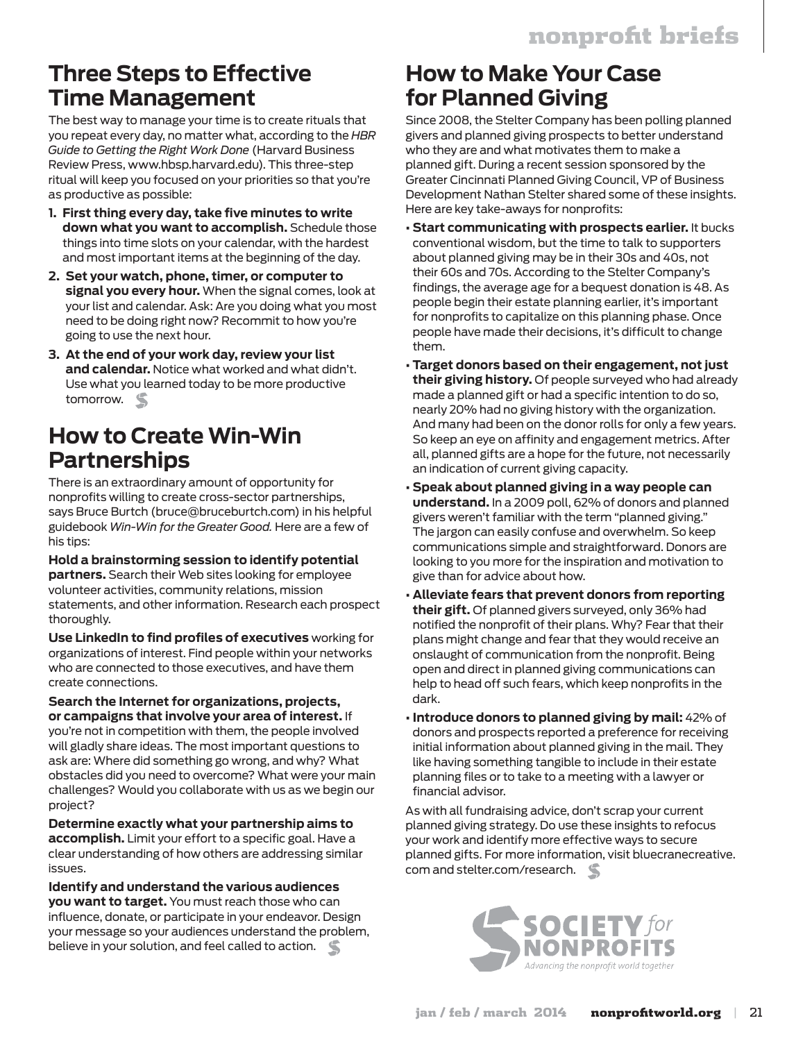## Three Steps to Effective Time Management

The best way to manage your time is to create rituals that you repeat every day, no matter what, according to the *HBR Guide to Getting the Right Work Done* (Harvard Business Review Press, www.hbsp.harvard.edu). This three-step ritual will keep you focused on your priorities so that you're as productive as possible:

1. **First thing every day, take five minutes to write down what you want to accomplish.** Schedule those things into time slots on your calendar, with the hardest and most important items at the beginning of the day.
2. **Set your watch, phone, timer, or computer to signal you every hour.** When the signal comes, look at your list and calendar. Ask: Are you doing what you most need to be doing right now? Recommit to how you're going to use the next hour.
3. **At the end of your work day, review your list and calendar.** Notice what worked and what didn't. Use what you learned today to be more productive tomorrow.

## How to Create Win-Win Partnerships

There is an extraordinary amount of opportunity for nonprofits willing to create cross-sector partnerships, says Bruce Burtch (bruce@bruceburtch.com) in his helpful guidebook *Win-Win for the Greater Good.* Here are a few of his tips:

**Hold a brainstorming session to identify potential partners.** Search their Web sites looking for employee volunteer activities, community relations, mission statements, and other information. Research each prospect thoroughly.

**Use LinkedIn to find profiles of executives** working for organizations of interest. Find people within your networks who are connected to those executives, and have them create connections.

**Search the Internet for organizations, projects, or campaigns that involve your area of interest.** If you're not in competition with them, the people involved will gladly share ideas. The most important questions to ask are: Where did something go wrong, and why? What obstacles did you need to overcome? What were your main challenges? Would you collaborate with us as we begin our project?

**Determine exactly what your partnership aims to accomplish.** Limit your effort to a specific goal. Have a clear understanding of how others are addressing similar issues.

**Identify and understand the various audiences you want to target.** You must reach those who can influence, donate, or participate in your endeavor. Design your message so your audiences understand the problem, believe in your solution, and feel called to action.

## How to Make Your Case for Planned Giving

Since 2008, the Stelter Company has been polling planned givers and planned giving prospects to better understand who they are and what motivates them to make a planned gift. During a recent session sponsored by the Greater Cincinnati Planned Giving Council, VP of Business Development Nathan Stelter shared some of these insights. Here are key take-aways for nonprofits:

- **Start communicating with prospects earlier.** It bucks conventional wisdom, but the time to talk to supporters about planned giving may be in their 30s and 40s, not their 60s and 70s. According to the Stelter Company's findings, the average age for a bequest donation is 48. As people begin their estate planning earlier, it's important for nonprofits to capitalize on this planning phase. Once people have made their decisions, it's difficult to change them.
- **Target donors based on their engagement, not just their giving history.** Of people surveyed who had already made a planned gift or had a specific intention to do so, nearly 20% had no giving history with the organization. And many had been on the donor rolls for only a few years. So keep an eye on affinity and engagement metrics. After all, planned gifts are a hope for the future, not necessarily an indication of current giving capacity.
- **Speak about planned giving in a way people can understand.** In a 2009 poll, 62% of donors and planned givers weren't familiar with the term "planned giving." The jargon can easily confuse and overwhelm. So keep communications simple and straightforward. Donors are looking to you more for the inspiration and motivation to give than for advice about how.
- **Alleviate fears that prevent donors from reporting their gift.** Of planned givers surveyed, only 36% had notified the nonprofit of their plans. Why? Fear that their plans might change and fear that they would receive an onslaught of communication from the nonprofit. Being open and direct in planned giving communications can help to head off such fears, which keep nonprofits in the dark.
- **Introduce donors to planned giving by mail:** 42% of donors and prospects reported a preference for receiving initial information about planned giving in the mail. They like having something tangible to include in their estate planning files or to take to a meeting with a lawyer or financial advisor.

As with all fundraising advice, don't scrap your current planned giving strategy. Do use these insights to refocus your work and identify more effective ways to secure planned gifts. For more information, visit bluecranecreative.com and stelter.com/research.

SOCIETY *for* NONPROFITS

*Advancing the nonprofit world together*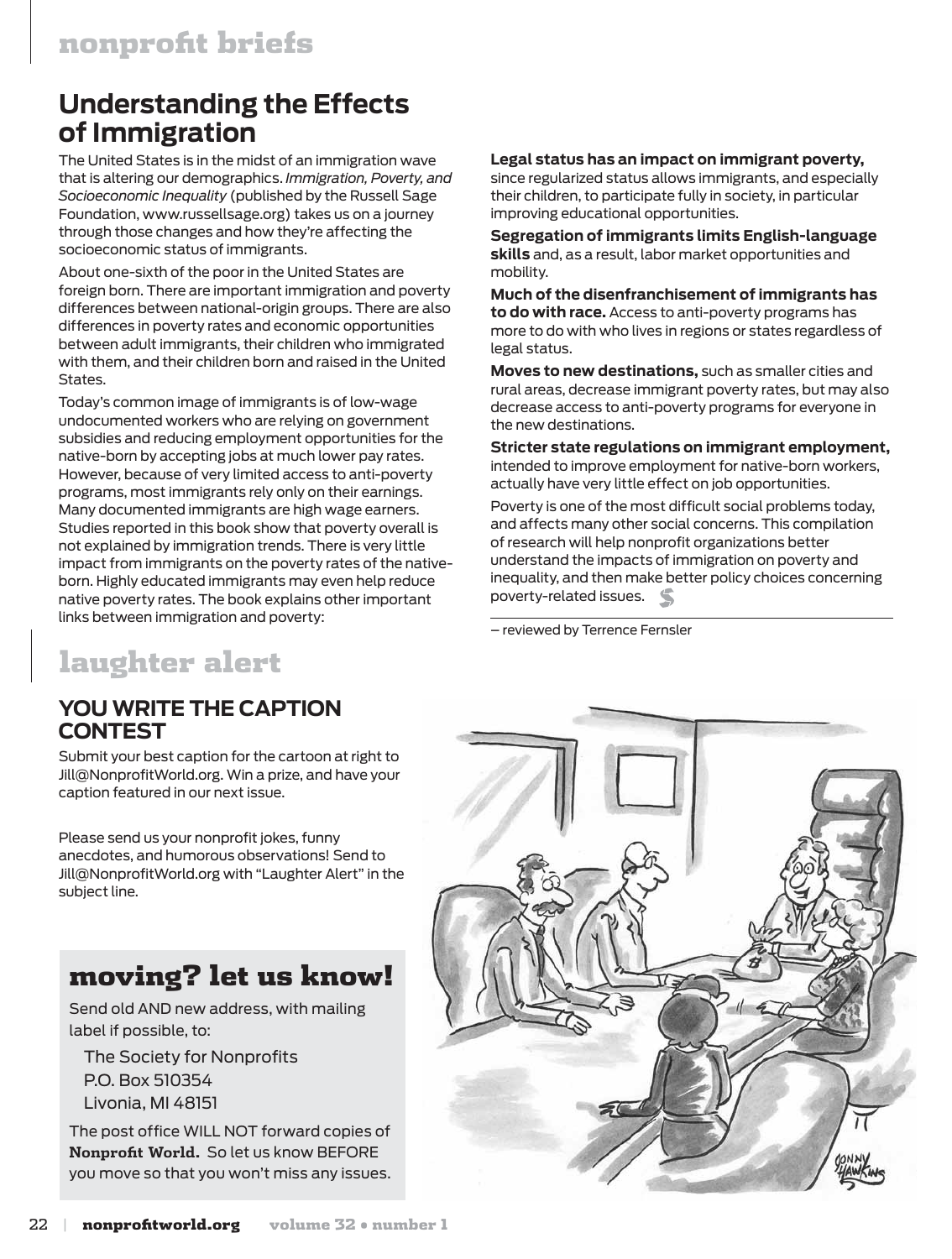## nonprofit briefs

# Understanding the Effects of Immigration

The United States is in the midst of an immigration wave that is altering our demographics. *Immigration, Poverty, and Socioeconomic Inequality* (published by the Russell Sage Foundation, www.russellsage.org) takes us on a journey through those changes and how they're affecting the socioeconomic status of immigrants.

About one-sixth of the poor in the United States are foreign born. There are important immigration and poverty differences between national-origin groups. There are also differences in poverty rates and economic opportunities between adult immigrants, their children who immigrated with them, and their children born and raised in the United States.

Today's common image of immigrants is of low-wage undocumented workers who are relying on government subsidies and reducing employment opportunities for the native-born by accepting jobs at much lower pay rates. However, because of very limited access to anti-poverty programs, most immigrants rely only on their earnings. Many documented immigrants are high wage earners. Studies reported in this book show that poverty overall is not explained by immigration trends. There is very little impact from immigrants on the poverty rates of the native-born. Highly educated immigrants may even help reduce native poverty rates. The book explains other important links between immigration and poverty:

**Legal status has an impact on immigrant poverty,** since regularized status allows immigrants, and especially their children, to participate fully in society, in particular improving educational opportunities.

**Segregation of immigrants limits English-language skills** and, as a result, labor market opportunities and mobility.

**Much of the disenfranchisement of immigrants has to do with race.** Access to anti-poverty programs has more to do with who lives in regions or states regardless of legal status.

**Moves to new destinations,** such as smaller cities and rural areas, decrease immigrant poverty rates, but may also decrease access to anti-poverty programs for everyone in the new destinations.

**Stricter state regulations on immigrant employment,** intended to improve employment for native-born workers, actually have very little effect on job opportunities.

Poverty is one of the most difficult social problems today, and affects many other social concerns. This compilation of research will help nonprofit organizations better understand the impacts of immigration on poverty and inequality, and then make better policy choices concerning poverty-related issues.

– reviewed by Terrence Fernsler

## laughter alert

### YOU WRITE THE CAPTION CONTEST

Submit your best caption for the cartoon at right to Jill@NonprofitWorld.org. Win a prize, and have your caption featured in our next issue.

Please send us your nonprofit jokes, funny anecdotes, and humorous observations! Send to Jill@NonprofitWorld.org with "Laughter Alert" in the subject line.

## moving? let us know!

Send old AND new address, with mailing label if possible, to:

The Society for Nonprofits
P.O. Box 510354
Livonia, MI 48151

The post office WILL NOT forward copies of **Nonprofit World.** So let us know BEFORE you move so that you won't miss any issues.